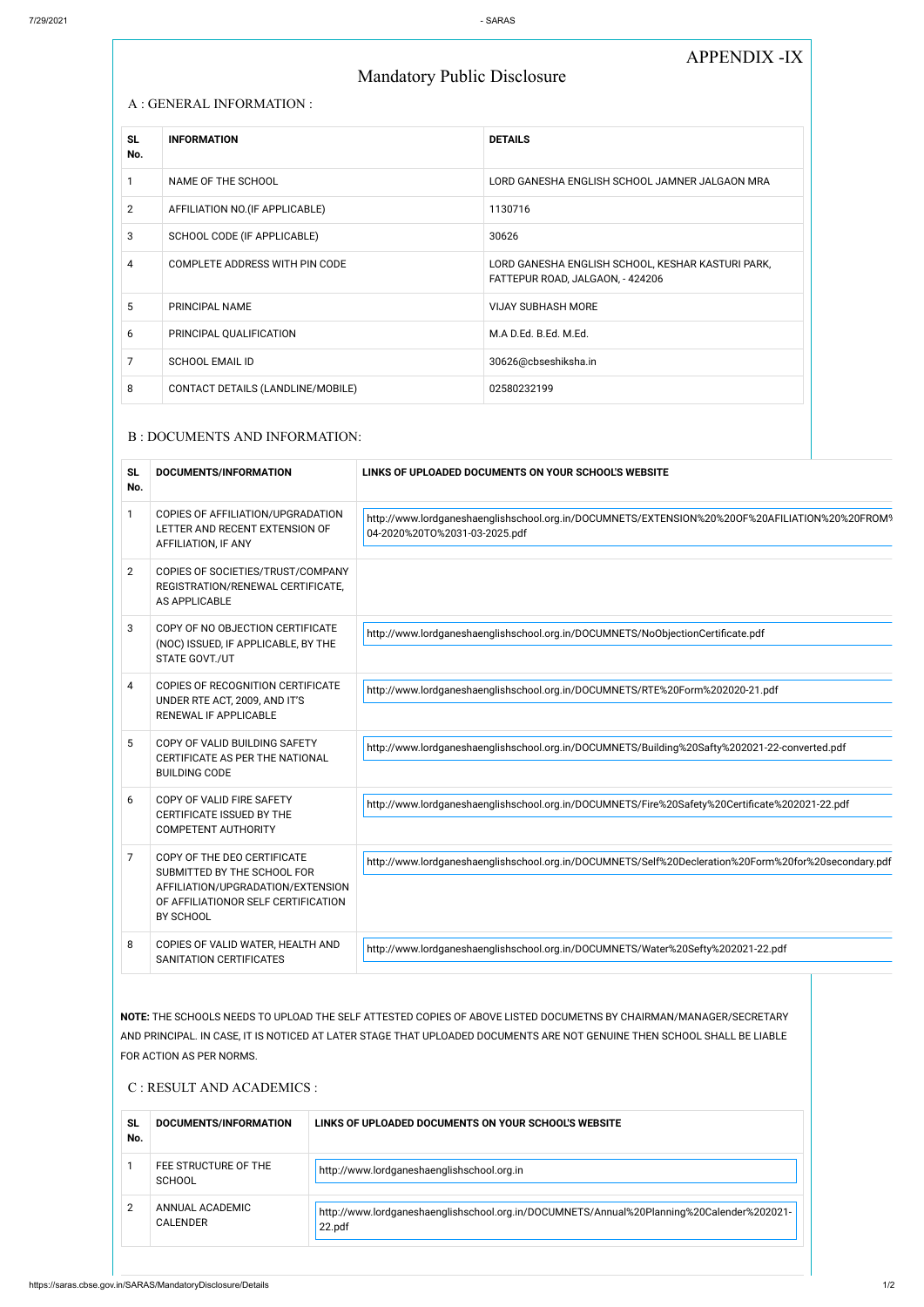# APPENDIX -IX

# Mandatory Public Disclosure

## A : GENERAL INFORMATION :

| SL No. | INFORMATION | DETAILS |
|---|---|---|
| 1 | NAME OF THE SCHOOL | LORD GANESHA ENGLISH SCHOOL JAMNER JALGAON MRA |
| 2 | AFFILIATION NO.(IF APPLICABLE) | 1130716 |
| 3 | SCHOOL CODE (IF APPLICABLE) | 30626 |
| 4 | COMPLETE ADDRESS WITH PIN CODE | LORD GANESHA ENGLISH SCHOOL, KESHAR KASTURI PARK, FATTEPUR ROAD, JALGAON, - 424206 |
| 5 | PRINCIPAL NAME | VIJAY SUBHASH MORE |
| 6 | PRINCIPAL QUALIFICATION | M.A D.Ed. B.Ed. M.Ed. |
| 7 | SCHOOL EMAIL ID | 30626@cbseshiksha.in |
| 8 | CONTACT DETAILS (LANDLINE/MOBILE) | 02580232199 |

## B : DOCUMENTS AND INFORMATION:

| SL No. | DOCUMENTS/INFORMATION | LINKS OF UPLOADED DOCUMENTS ON YOUR SCHOOL'S WEBSITE |
|---|---|---|
| 1 | COPIES OF AFFILIATION/UPGRADATION LETTER AND RECENT EXTENSION OF AFFILIATION, IF ANY | http://www.lordganeshaenglishschool.org.in/DOCUMNETS/EXTENSION%20%20OF%20AFILIATION%20%20FROM% 04-2020%20TO%2031-03-2025.pdf |
| 2 | COPIES OF SOCIETIES/TRUST/COMPANY REGISTRATION/RENEWAL CERTIFICATE, AS APPLICABLE | |
| 3 | COPY OF NO OBJECTION CERTIFICATE (NOC) ISSUED, IF APPLICABLE, BY THE STATE GOVT./UT | http://www.lordganeshaenglishschool.org.in/DOCUMNETS/NoObjectionCertificate.pdf |
| 4 | COPIES OF RECOGNITION CERTIFICATE UNDER RTE ACT, 2009, AND IT'S RENEWAL IF APPLICABLE | http://www.lordganeshaenglishschool.org.in/DOCUMNETS/RTE%20Form%202020-21.pdf |
| 5 | COPY OF VALID BUILDING SAFETY CERTIFICATE AS PER THE NATIONAL BUILDING CODE | http://www.lordganeshaenglishschool.org.in/DOCUMNETS/Building%20Safty%202021-22-converted.pdf |
| 6 | COPY OF VALID FIRE SAFETY CERTIFICATE ISSUED BY THE COMPETENT AUTHORITY | http://www.lordganeshaenglishschool.org.in/DOCUMNETS/Fire%20Safety%20Certificate%202021-22.pdf |
| 7 | COPY OF THE DEO CERTIFICATE SUBMITTED BY THE SCHOOL FOR AFFILIATION/UPGRADATION/EXTENSION OF AFFILIATIONOR SELF CERTIFICATION BY SCHOOL | http://www.lordganeshaenglishschool.org.in/DOCUMNETS/Self%20Decleration%20Form%20for%20secondary.pdf |
| 8 | COPIES OF VALID WATER, HEALTH AND SANITATION CERTIFICATES | http://www.lordganeshaenglishschool.org.in/DOCUMNETS/Water%20Sefty%202021-22.pdf |

**NOTE:** THE SCHOOLS NEEDS TO UPLOAD THE SELF ATTESTED COPIES OF ABOVE LISTED DOCUMETNS BY CHAIRMAN/MANAGER/SECRETARY AND PRINCIPAL. IN CASE, IT IS NOTICED AT LATER STAGE THAT UPLOADED DOCUMENTS ARE NOT GENUINE THEN SCHOOL SHALL BE LIABLE FOR ACTION AS PER NORMS.

## C : RESULT AND ACADEMICS :

| SL No. | DOCUMENTS/INFORMATION | LINKS OF UPLOADED DOCUMENTS ON YOUR SCHOOL'S WEBSITE |
|---|---|---|
| 1 | FEE STRUCTURE OF THE SCHOOL | http://www.lordganeshaenglishschool.org.in |
| 2 | ANNUAL ACADEMIC CALENDER | http://www.lordganeshaenglishschool.org.in/DOCUMNETS/Annual%20Planning%20Calender%202021-22.pdf |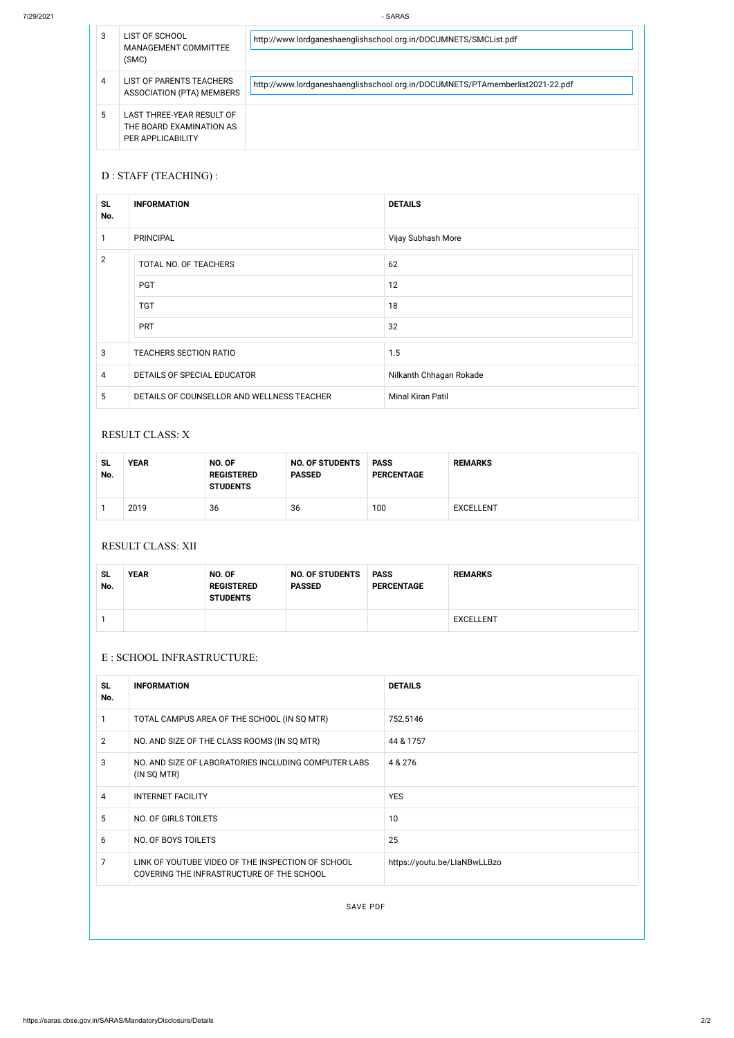| | | |
|---|---|---|
| 3 | LIST OF SCHOOL MANAGEMENT COMMITTEE (SMC) | http://www.lordganeshaenglishschool.org.in/DOCUMNETS/SMCList.pdf |
| 4 | LIST OF PARENTS TEACHERS ASSOCIATION (PTA) MEMBERS | http://www.lordganeshaenglishschool.org.in/DOCUMNETS/PTAmemberlist2021-22.pdf |
| 5 | LAST THREE-YEAR RESULT OF THE BOARD EXAMINATION AS PER APPLICABILITY | |

## D : STAFF (TEACHING) :

| SL No. | INFORMATION | DETAILS |
|---|---|---|
| 1 | PRINCIPAL | Vijay Subhash More |
| 2 | TOTAL NO. OF TEACHERS | 62 |
| | PGT | 12 |
| | TGT | 18 |
| | PRT | 32 |
| 3 | TEACHERS SECTION RATIO | 1.5 |
| 4 | DETAILS OF SPECIAL EDUCATOR | Nilkanth Chhagan Rokade |
| 5 | DETAILS OF COUNSELLOR AND WELLNESS TEACHER | Minal Kiran Patil |

## RESULT CLASS: X

| SL No. | YEAR | NO. OF REGISTERED STUDENTS | NO. OF STUDENTS PASSED | PASS PERCENTAGE | REMARKS |
|---|---|---|---|---|---|
| 1 | 2019 | 36 | 36 | 100 | EXCELLENT |

## RESULT CLASS: XII

| SL No. | YEAR | NO. OF REGISTERED STUDENTS | NO. OF STUDENTS PASSED | PASS PERCENTAGE | REMARKS |
|---|---|---|---|---|---|
| 1 | | | | | EXCELLENT |

## E : SCHOOL INFRASTRUCTURE:

| SL No. | INFORMATION | DETAILS |
|---|---|---|
| 1 | TOTAL CAMPUS AREA OF THE SCHOOL (IN SQ MTR) | 752.5146 |
| 2 | NO. AND SIZE OF THE CLASS ROOMS (IN SQ MTR) | 44 & 1757 |
| 3 | NO. AND SIZE OF LABORATORIES INCLUDING COMPUTER LABS (IN SQ MTR) | 4 & 276 |
| 4 | INTERNET FACILITY | YES |
| 5 | NO. OF GIRLS TOILETS | 10 |
| 6 | NO. OF BOYS TOILETS | 25 |
| 7 | LINK OF YOUTUBE VIDEO OF THE INSPECTION OF SCHOOL COVERING THE INFRASTRUCTURE OF THE SCHOOL | https://youtu.be/LIaNBwLLBzo |

SAVE PDF